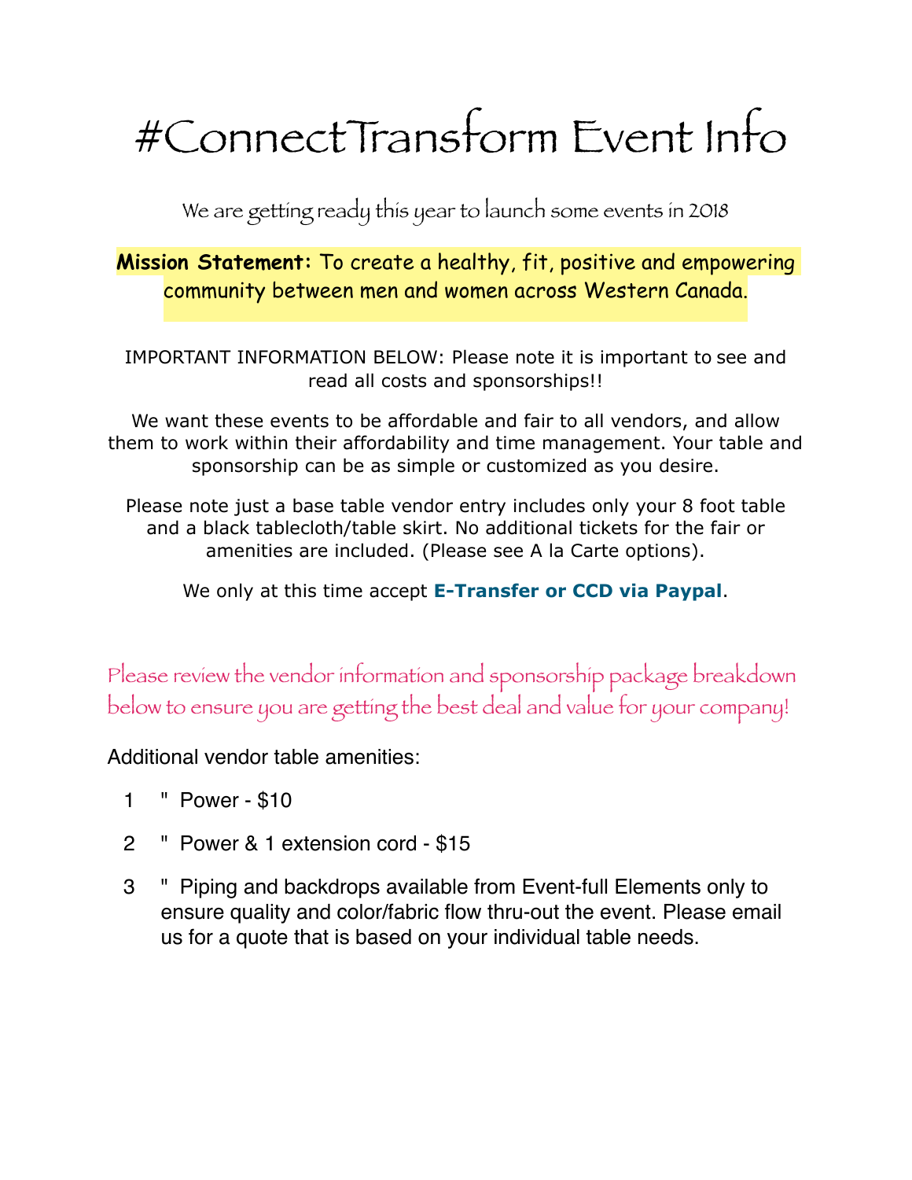# #ConnectTransform Event Info

We are getting ready this year to launch some events in 2018

**Mission Statement:** To create a healthy, fit, positive and empowering community between men and women across Western Canada.

IMPORTANT INFORMATION BELOW: Please note it is important to see and read all costs and sponsorships!!

We want these events to be affordable and fair to all vendors, and allow them to work within their affordability and time management. Your table and sponsorship can be as simple or customized as you desire.

Please note just a base table vendor entry includes only your 8 foot table and a black tablecloth/table skirt. No additional tickets for the fair or amenities are included. (Please see A la Carte options).

We only at this time accept **E-Transfer or CCD via Paypal**.

Please review the vendor information and sponsorship package breakdown below to ensure you are getting the best deal and value for your company!

Additional vendor table amenities:

1. Power - $10
2. Power & 1 extension cord - $15
3. Piping and backdrops available from Event-full Elements only to ensure quality and color/fabric flow thru-out the event. Please email us for a quote that is based on your individual table needs.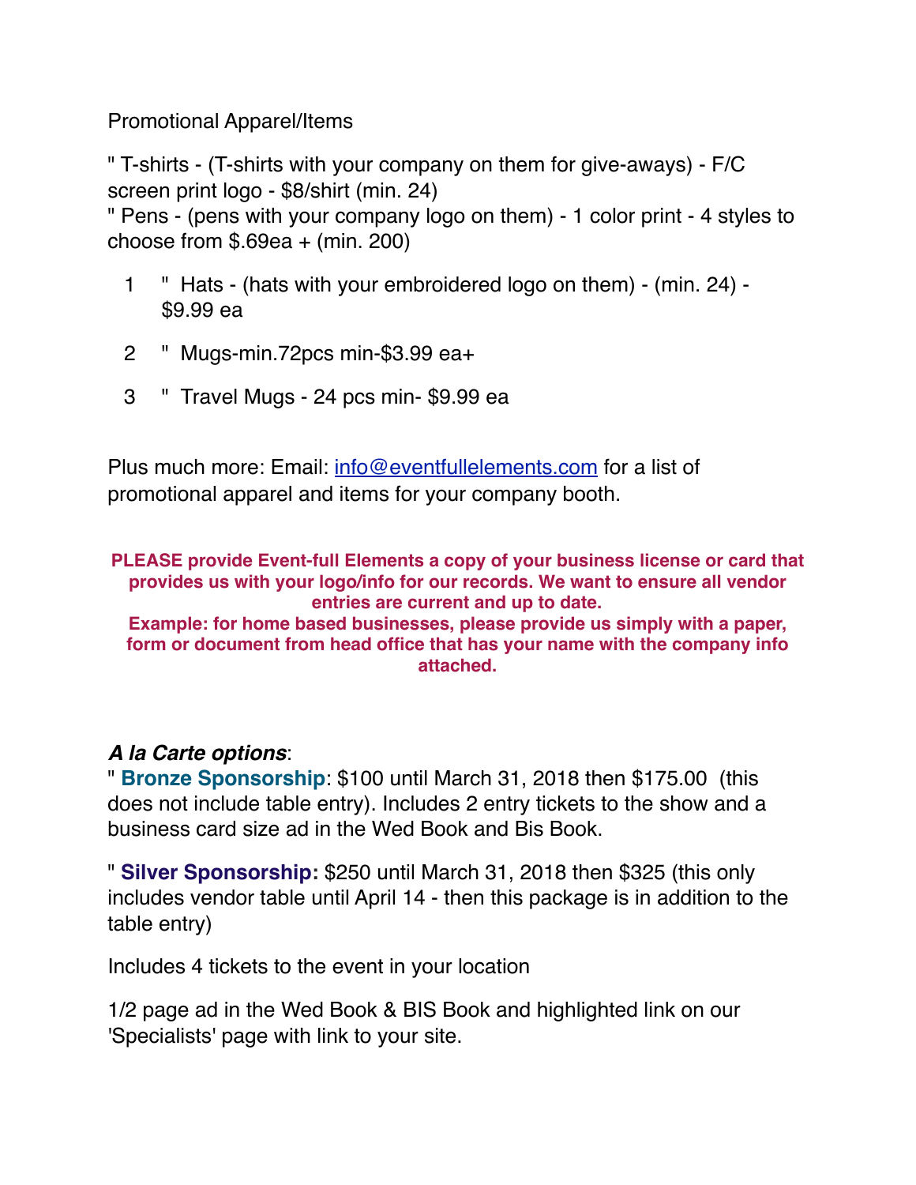Promotional Apparel/Items

" T-shirts - (T-shirts with your company on them for give-aways) - F/C screen print logo - $8/shirt (min. 24)
" Pens - (pens with your company logo on them) - 1 color print - 4 styles to choose from $.69ea + (min. 200)

1. " Hats - (hats with your embroidered logo on them) - (min. 24) - $9.99 ea
2. " Mugs-min.72pcs min-$3.99 ea+
3. " Travel Mugs - 24 pcs min- $9.99 ea

Plus much more: Email: info@eventfullelements.com for a list of promotional apparel and items for your company booth.

**PLEASE provide Event-full Elements a copy of your business license or card that provides us with your logo/info for our records. We want to ensure all vendor entries are current and up to date.**
**Example: for home based businesses, please provide us simply with a paper, form or document from head office that has your name with the company info attached.**

***A la Carte options***:
" **Bronze Sponsorship**: $100 until March 31, 2018 then $175.00 (this does not include table entry). Includes 2 entry tickets to the show and a business card size ad in the Wed Book and Bis Book.

" **Silver Sponsorship:** $250 until March 31, 2018 then $325 (this only includes vendor table until April 14 - then this package is in addition to the table entry)

Includes 4 tickets to the event in your location

1/2 page ad in the Wed Book & BIS Book and highlighted link on our 'Specialists' page with link to your site.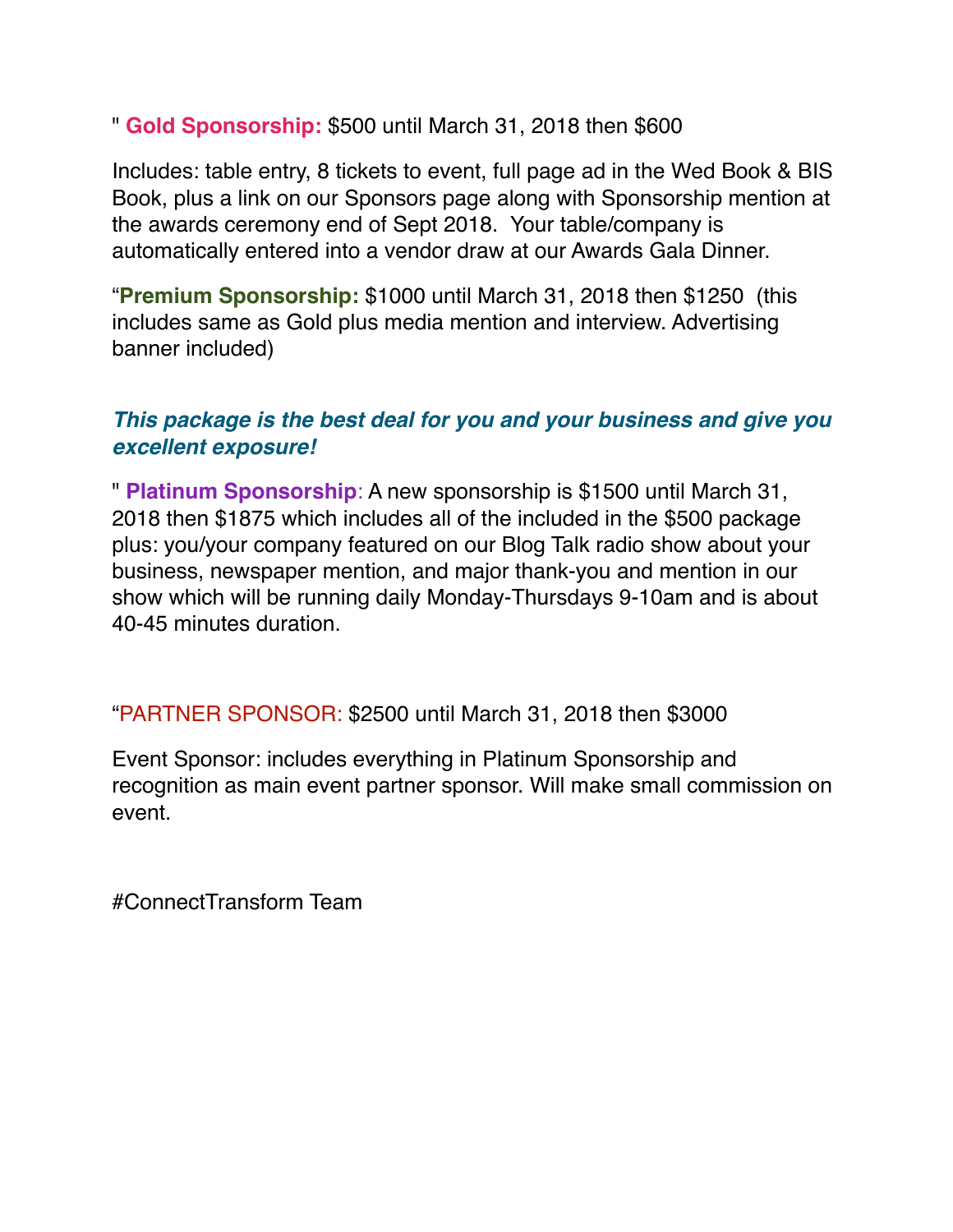" **Gold Sponsorship:** $500 until March 31, 2018 then $600

Includes: table entry, 8 tickets to event, full page ad in the Wed Book & BIS Book, plus a link on our Sponsors page along with Sponsorship mention at the awards ceremony end of Sept 2018.  Your table/company is automatically entered into a vendor draw at our Awards Gala Dinner.

“**Premium Sponsorship:** $1000 until March 31, 2018 then $1250  (this includes same as Gold plus media mention and interview. Advertising banner included)

***This package is the best deal for you and your business and give you excellent exposure!***

" **Platinum Sponsorship**: A new sponsorship is $1500 until March 31, 2018 then $1875 which includes all of the included in the $500 package plus: you/your company featured on our Blog Talk radio show about your business, newspaper mention, and major thank-you and mention in our show which will be running daily Monday-Thursdays 9-10am and is about 40-45 minutes duration.

“PARTNER SPONSOR: $2500 until March 31, 2018 then $3000

Event Sponsor: includes everything in Platinum Sponsorship and recognition as main event partner sponsor. Will make small commission on event.

#ConnectTransform Team